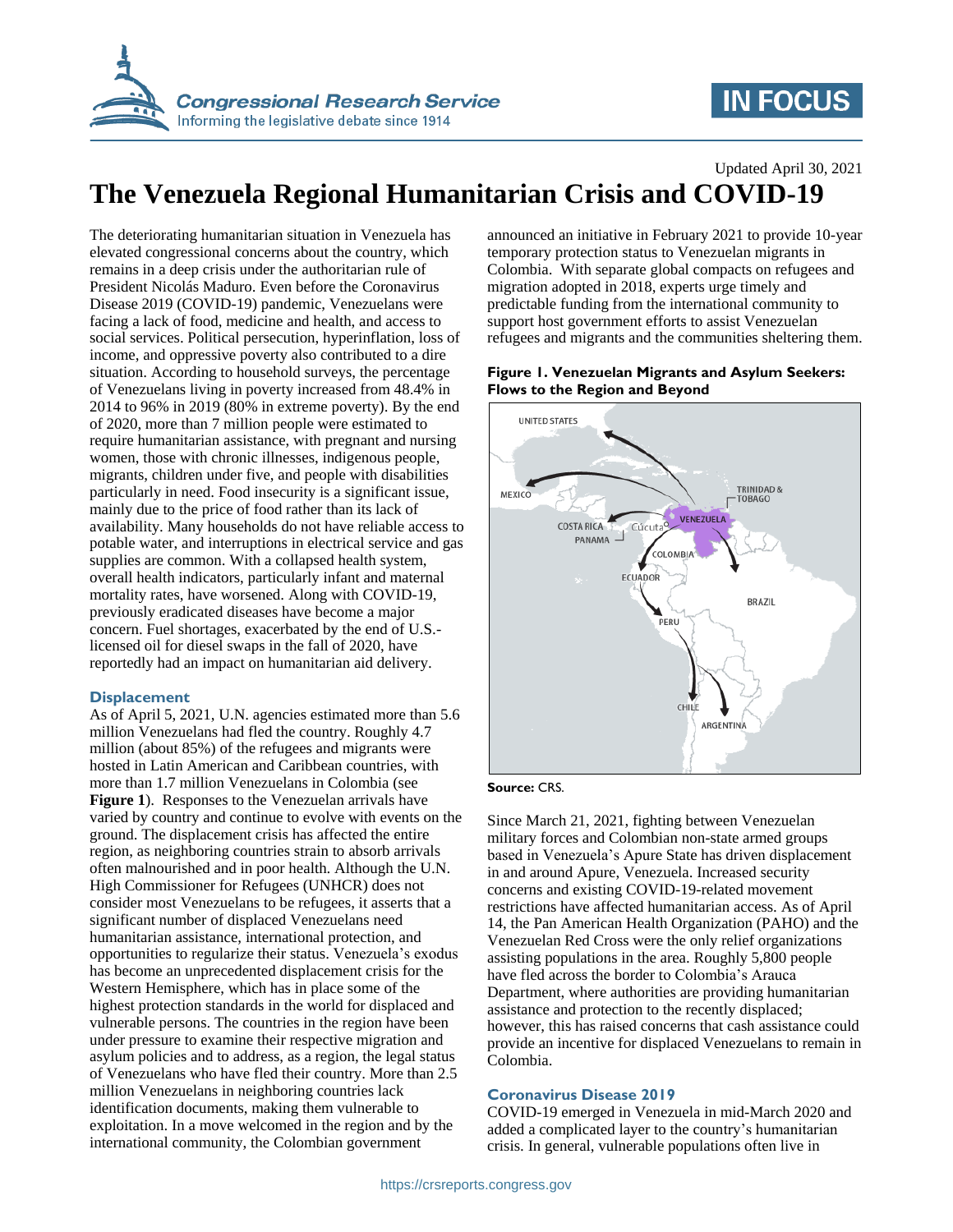Updated April 30, 2021

# The Venezuela Regional Humanitarian Crisis and COVID-19

The deteriorating humanitarian situation in Venezuela has elevated congressional concerns about the country, which remains in a deep crisis under the authoritarian rule of President Nicolás Maduro. Even before the Coronavirus Disease 2019 (COVID-19) pandemic, Venezuelans were facing a lack of food, medicine and health, and access to social services. Political persecution, hyperinflation, loss of income, and oppressive poverty also contributed to a dire situation. According to household surveys, the percentage of Venezuelans living in poverty increased from 48.4% in 2014 to 96% in 2019 (80% in extreme poverty). By the end of 2020, more than 7 million people were estimated to require humanitarian assistance, with pregnant and nursing women, those with chronic illnesses, indigenous people, migrants, children under five, and people with disabilities particularly in need. Food insecurity is a significant issue, mainly due to the price of food rather than its lack of availability. Many households do not have reliable access to potable water, and interruptions in electrical service and gas supplies are common. With a collapsed health system, overall health indicators, particularly infant and maternal mortality rates, have worsened. Along with COVID-19, previously eradicated diseases have become a major concern. Fuel shortages, exacerbated by the end of U.S.-licensed oil for diesel swaps in the fall of 2020, have reportedly had an impact on humanitarian aid delivery.

## Displacement

As of April 5, 2021, U.N. agencies estimated more than 5.6 million Venezuelans had fled the country. Roughly 4.7 million (about 85%) of the refugees and migrants were hosted in Latin American and Caribbean countries, with more than 1.7 million Venezuelans in Colombia (see **Figure 1**). Responses to the Venezuelan arrivals have varied by country and continue to evolve with events on the ground. The displacement crisis has affected the entire region, as neighboring countries strain to absorb arrivals often malnourished and in poor health. Although the U.N. High Commissioner for Refugees (UNHCR) does not consider most Venezuelans to be refugees, it asserts that a significant number of displaced Venezuelans need humanitarian assistance, international protection, and opportunities to regularize their status. Venezuela's exodus has become an unprecedented displacement crisis for the Western Hemisphere, which has in place some of the highest protection standards in the world for displaced and vulnerable persons. The countries in the region have been under pressure to examine their respective migration and asylum policies and to address, as a region, the legal status of Venezuelans who have fled their country. More than 2.5 million Venezuelans in neighboring countries lack identification documents, making them vulnerable to exploitation. In a move welcomed in the region and by the international community, the Colombian government announced an initiative in February 2021 to provide 10-year temporary protection status to Venezuelan migrants in Colombia. With separate global compacts on refugees and migration adopted in 2018, experts urge timely and predictable funding from the international community to support host government efforts to assist Venezuelan refugees and migrants and the communities sheltering them.

**Figure 1. Venezuelan Migrants and Asylum Seekers: Flows to the Region and Beyond**

UNITED STATES, MEXICO, COSTA RICA, PANAMA, Cúcuta, VENEZUELA, TRINIDAD & TOBAGO, COLOMBIA, ECUADOR, PERU, BRAZIL, CHILE, ARGENTINA

**Source:** CRS.

Since March 21, 2021, fighting between Venezuelan military forces and Colombian non-state armed groups based in Venezuela's Apure State has driven displacement in and around Apure, Venezuela. Increased security concerns and existing COVID-19-related movement restrictions have affected humanitarian access. As of April 14, the Pan American Health Organization (PAHO) and the Venezuelan Red Cross were the only relief organizations assisting populations in the area. Roughly 5,800 people have fled across the border to Colombia's Arauca Department, where authorities are providing humanitarian assistance and protection to the recently displaced; however, this has raised concerns that cash assistance could provide an incentive for displaced Venezuelans to remain in Colombia.

## Coronavirus Disease 2019

COVID-19 emerged in Venezuela in mid-March 2020 and added a complicated layer to the country's humanitarian crisis. In general, vulnerable populations often live in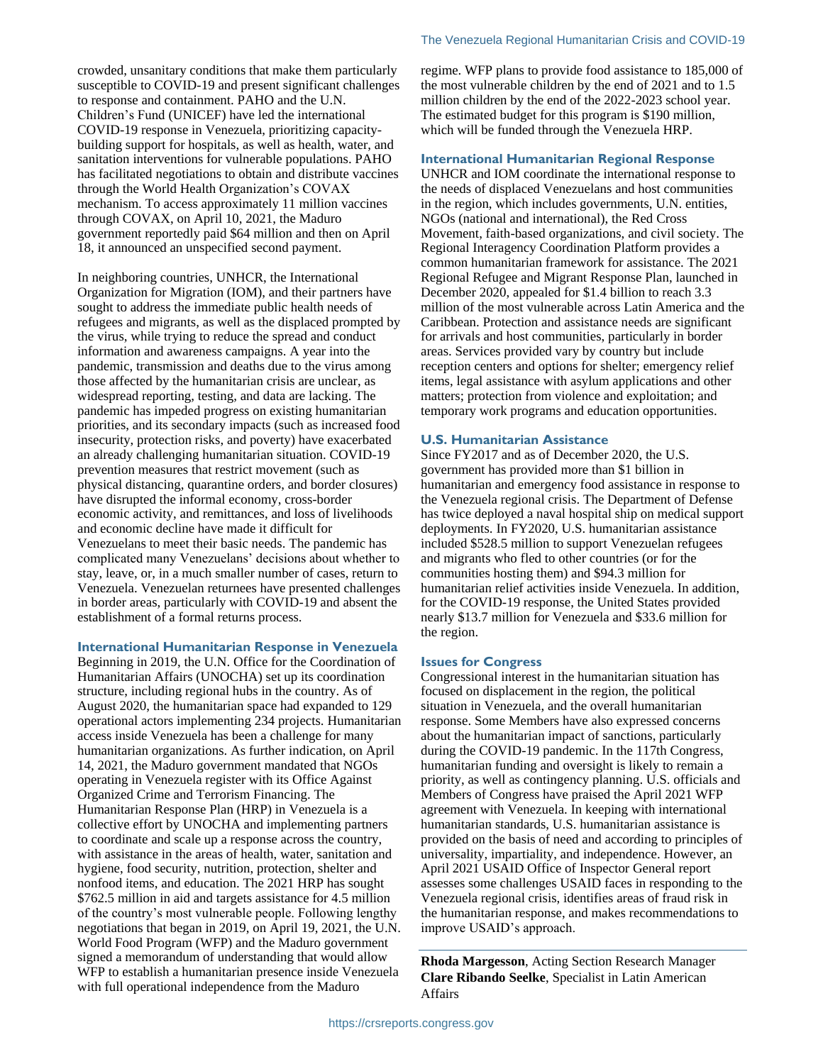crowded, unsanitary conditions that make them particularly susceptible to COVID-19 and present significant challenges to response and containment. PAHO and the U.N. Children's Fund (UNICEF) have led the international COVID-19 response in Venezuela, prioritizing capacity-building support for hospitals, as well as health, water, and sanitation interventions for vulnerable populations. PAHO has facilitated negotiations to obtain and distribute vaccines through the World Health Organization's COVAX mechanism. To access approximately 11 million vaccines through COVAX, on April 10, 2021, the Maduro government reportedly paid $64 million and then on April 18, it announced an unspecified second payment.

In neighboring countries, UNHCR, the International Organization for Migration (IOM), and their partners have sought to address the immediate public health needs of refugees and migrants, as well as the displaced prompted by the virus, while trying to reduce the spread and conduct information and awareness campaigns. A year into the pandemic, transmission and deaths due to the virus among those affected by the humanitarian crisis are unclear, as widespread reporting, testing, and data are lacking. The pandemic has impeded progress on existing humanitarian priorities, and its secondary impacts (such as increased food insecurity, protection risks, and poverty) have exacerbated an already challenging humanitarian situation. COVID-19 prevention measures that restrict movement (such as physical distancing, quarantine orders, and border closures) have disrupted the informal economy, cross-border economic activity, and remittances, and loss of livelihoods and economic decline have made it difficult for Venezuelans to meet their basic needs. The pandemic has complicated many Venezuelans' decisions about whether to stay, leave, or, in a much smaller number of cases, return to Venezuela. Venezuelan returnees have presented challenges in border areas, particularly with COVID-19 and absent the establishment of a formal returns process.

### International Humanitarian Response in Venezuela

Beginning in 2019, the U.N. Office for the Coordination of Humanitarian Affairs (UNOCHA) set up its coordination structure, including regional hubs in the country. As of August 2020, the humanitarian space had expanded to 129 operational actors implementing 234 projects. Humanitarian access inside Venezuela has been a challenge for many humanitarian organizations. As further indication, on April 14, 2021, the Maduro government mandated that NGOs operating in Venezuela register with its Office Against Organized Crime and Terrorism Financing. The Humanitarian Response Plan (HRP) in Venezuela is a collective effort by UNOCHA and implementing partners to coordinate and scale up a response across the country, with assistance in the areas of health, water, sanitation and hygiene, food security, nutrition, protection, shelter and nonfood items, and education. The 2021 HRP has sought $762.5 million in aid and targets assistance for 4.5 million of the country's most vulnerable people. Following lengthy negotiations that began in 2019, on April 19, 2021, the U.N. World Food Program (WFP) and the Maduro government signed a memorandum of understanding that would allow WFP to establish a humanitarian presence inside Venezuela with full operational independence from the Maduro regime. WFP plans to provide food assistance to 185,000 of the most vulnerable children by the end of 2021 and to 1.5 million children by the end of the 2022-2023 school year. The estimated budget for this program is $190 million, which will be funded through the Venezuela HRP.

### International Humanitarian Regional Response

UNHCR and IOM coordinate the international response to the needs of displaced Venezuelans and host communities in the region, which includes governments, U.N. entities, NGOs (national and international), the Red Cross Movement, faith-based organizations, and civil society. The Regional Interagency Coordination Platform provides a common humanitarian framework for assistance. The 2021 Regional Refugee and Migrant Response Plan, launched in December 2020, appealed for $1.4 billion to reach 3.3 million of the most vulnerable across Latin America and the Caribbean. Protection and assistance needs are significant for arrivals and host communities, particularly in border areas. Services provided vary by country but include reception centers and options for shelter; emergency relief items, legal assistance with asylum applications and other matters; protection from violence and exploitation; and temporary work programs and education opportunities.

### U.S. Humanitarian Assistance

Since FY2017 and as of December 2020, the U.S. government has provided more than $1 billion in humanitarian and emergency food assistance in response to the Venezuela regional crisis. The Department of Defense has twice deployed a naval hospital ship on medical support deployments. In FY2020, U.S. humanitarian assistance included $528.5 million to support Venezuelan refugees and migrants who fled to other countries (or for the communities hosting them) and $94.3 million for humanitarian relief activities inside Venezuela. In addition, for the COVID-19 response, the United States provided nearly $13.7 million for Venezuela and $33.6 million for the region.

### Issues for Congress

Congressional interest in the humanitarian situation has focused on displacement in the region, the political situation in Venezuela, and the overall humanitarian response. Some Members have also expressed concerns about the humanitarian impact of sanctions, particularly during the COVID-19 pandemic. In the 117th Congress, humanitarian funding and oversight is likely to remain a priority, as well as contingency planning. U.S. officials and Members of Congress have praised the April 2021 WFP agreement with Venezuela. In keeping with international humanitarian standards, U.S. humanitarian assistance is provided on the basis of need and according to principles of universality, impartiality, and independence. However, an April 2021 USAID Office of Inspector General report assesses some challenges USAID faces in responding to the Venezuela regional crisis, identifies areas of fraud risk in the humanitarian response, and makes recommendations to improve USAID's approach.

---

**Rhoda Margesson**, Acting Section Research Manager
**Clare Ribando Seelke**, Specialist in Latin American Affairs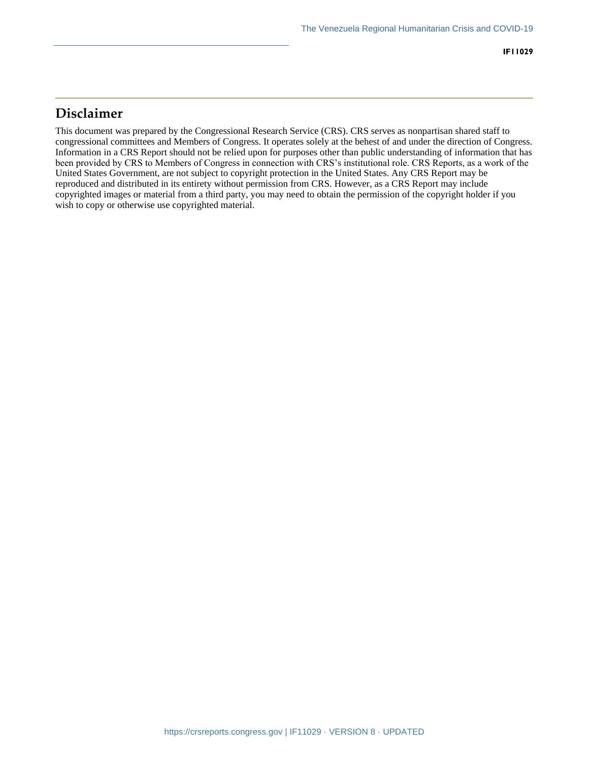## Disclaimer

This document was prepared by the Congressional Research Service (CRS). CRS serves as nonpartisan shared staff to congressional committees and Members of Congress. It operates solely at the behest of and under the direction of Congress. Information in a CRS Report should not be relied upon for purposes other than public understanding of information that has been provided by CRS to Members of Congress in connection with CRS's institutional role. CRS Reports, as a work of the United States Government, are not subject to copyright protection in the United States. Any CRS Report may be reproduced and distributed in its entirety without permission from CRS. However, as a CRS Report may include copyrighted images or material from a third party, you may need to obtain the permission of the copyright holder if you wish to copy or otherwise use copyrighted material.